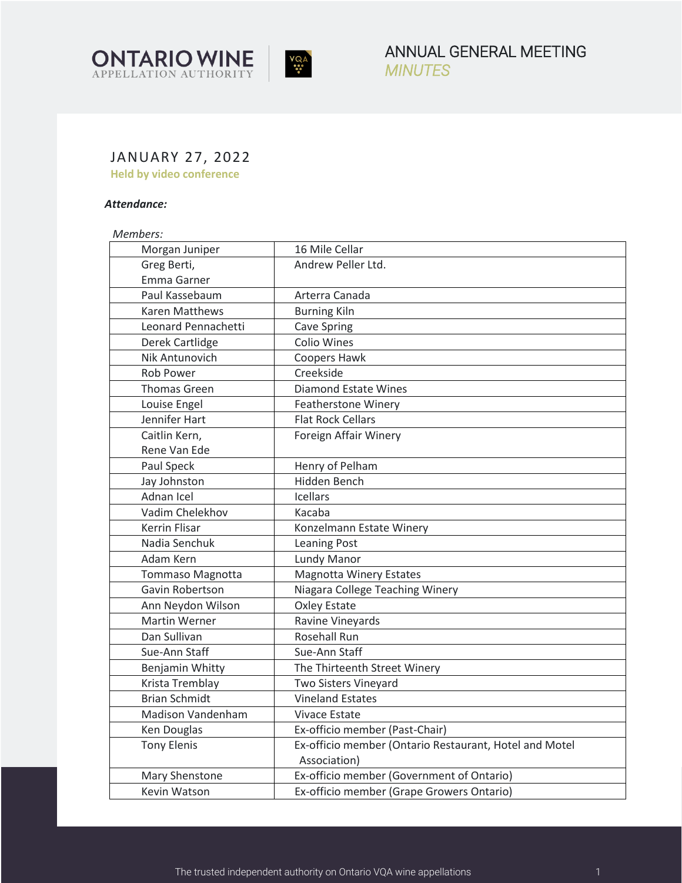# ONTARIO WINE APPELLATION AUTHORITY

## ANNUAL GENERAL MEETING *MINUTES*

### JANUARY 27, 2022

**Held by video conference**

***Attendance:***

*Members:*

| | |
|---|---|
| Morgan Juniper | 16 Mile Cellar |
| Greg Berti, Emma Garner | Andrew Peller Ltd. |
| Paul Kassebaum | Arterra Canada |
| Karen Matthews | Burning Kiln |
| Leonard Pennachetti | Cave Spring |
| Derek Cartlidge | Colio Wines |
| Nik Antunovich | Coopers Hawk |
| Rob Power | Creekside |
| Thomas Green | Diamond Estate Wines |
| Louise Engel | Featherstone Winery |
| Jennifer Hart | Flat Rock Cellars |
| Caitlin Kern, Rene Van Ede | Foreign Affair Winery |
| Paul Speck | Henry of Pelham |
| Jay Johnston | Hidden Bench |
| Adnan Icel | Icellars |
| Vadim Chelekhov | Kacaba |
| Kerrin Flisar | Konzelmann Estate Winery |
| Nadia Senchuk | Leaning Post |
| Adam Kern | Lundy Manor |
| Tommaso Magnotta | Magnotta Winery Estates |
| Gavin Robertson | Niagara College Teaching Winery |
| Ann Neydon Wilson | Oxley Estate |
| Martin Werner | Ravine Vineyards |
| Dan Sullivan | Rosehall Run |
| Sue-Ann Staff | Sue-Ann Staff |
| Benjamin Whitty | The Thirteenth Street Winery |
| Krista Tremblay | Two Sisters Vineyard |
| Brian Schmidt | Vineland Estates |
| Madison Vandenham | Vivace Estate |
| Ken Douglas | Ex-officio member (Past-Chair) |
| Tony Elenis | Ex-officio member (Ontario Restaurant, Hotel and Motel Association) |
| Mary Shenstone | Ex-officio member (Government of Ontario) |
| Kevin Watson | Ex-officio member (Grape Growers Ontario) |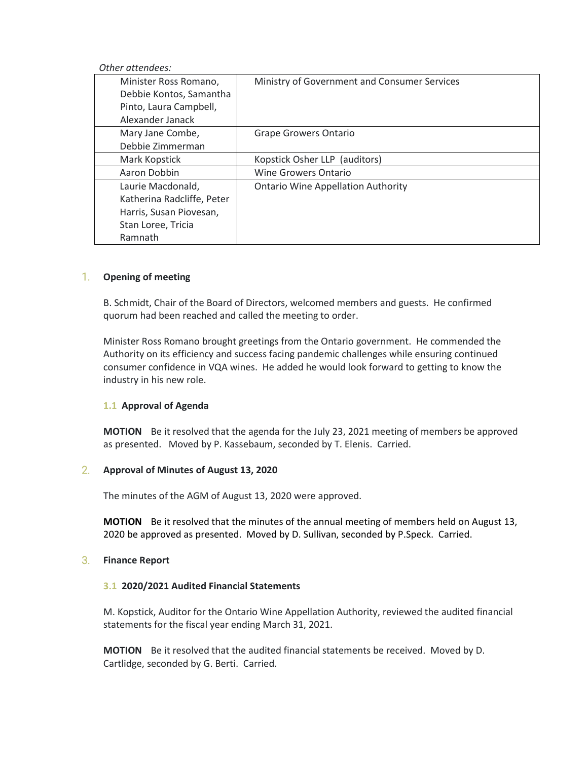*Other attendees:*

| | |
|---|---|
| Minister Ross Romano, Debbie Kontos, Samantha Pinto, Laura Campbell, Alexander Janack | Ministry of Government and Consumer Services |
| Mary Jane Combe, Debbie Zimmerman | Grape Growers Ontario |
| Mark Kopstick | Kopstick Osher LLP (auditors) |
| Aaron Dobbin | Wine Growers Ontario |
| Laurie Macdonald, Katherina Radcliffe, Peter Harris, Susan Piovesan, Stan Loree, Tricia Ramnath | Ontario Wine Appellation Authority |

## 1. Opening of meeting

B. Schmidt, Chair of the Board of Directors, welcomed members and guests. He confirmed quorum had been reached and called the meeting to order.

Minister Ross Romano brought greetings from the Ontario government. He commended the Authority on its efficiency and success facing pandemic challenges while ensuring continued consumer confidence in VQA wines. He added he would look forward to getting to know the industry in his new role.

### 1.1 Approval of Agenda

**MOTION** Be it resolved that the agenda for the July 23, 2021 meeting of members be approved as presented. Moved by P. Kassebaum, seconded by T. Elenis. Carried.

## 2. Approval of Minutes of August 13, 2020

The minutes of the AGM of August 13, 2020 were approved.

**MOTION** Be it resolved that the minutes of the annual meeting of members held on August 13, 2020 be approved as presented. Moved by D. Sullivan, seconded by P.Speck. Carried.

## 3. Finance Report

### 3.1 2020/2021 Audited Financial Statements

M. Kopstick, Auditor for the Ontario Wine Appellation Authority, reviewed the audited financial statements for the fiscal year ending March 31, 2021.

**MOTION** Be it resolved that the audited financial statements be received. Moved by D. Cartlidge, seconded by G. Berti. Carried.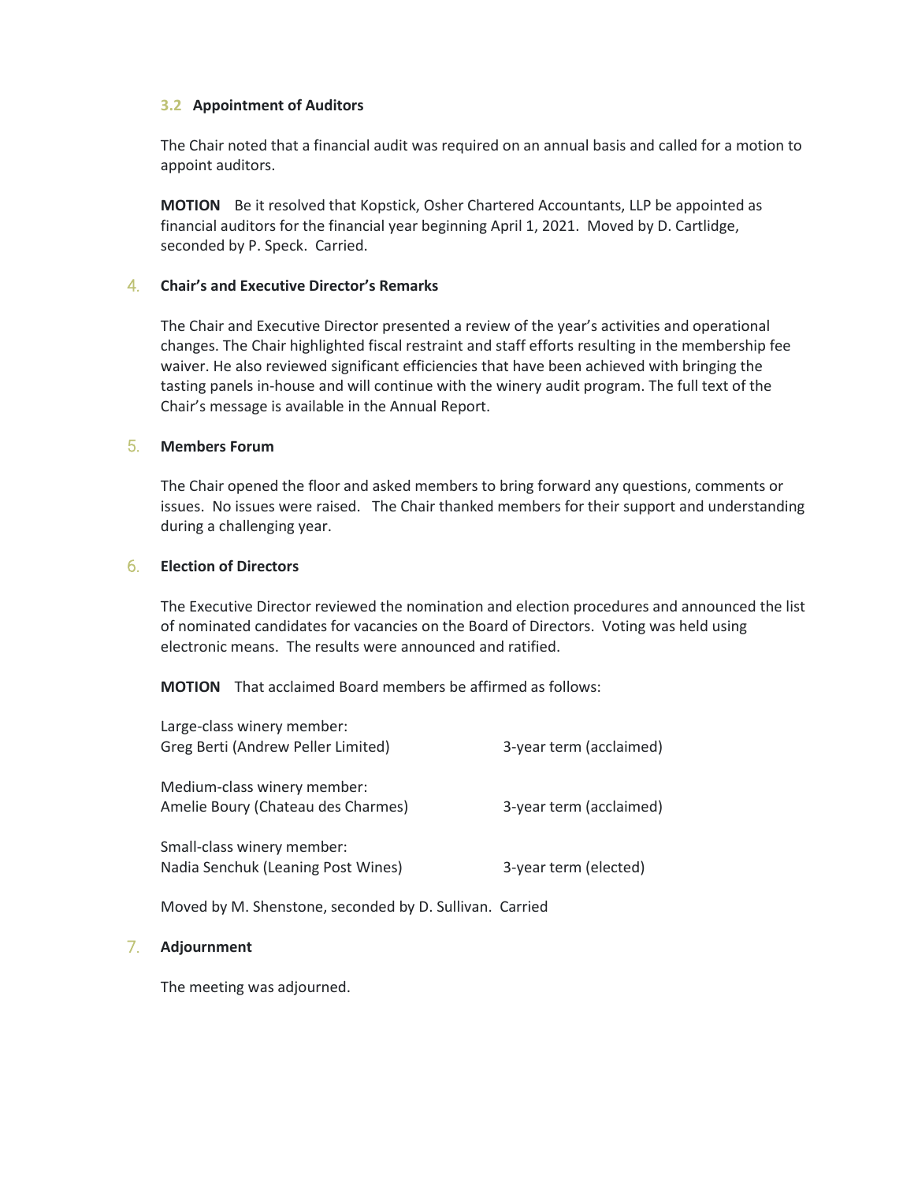### 3.2 Appointment of Auditors

The Chair noted that a financial audit was required on an annual basis and called for a motion to appoint auditors.

**MOTION** Be it resolved that Kopstick, Osher Chartered Accountants, LLP be appointed as financial auditors for the financial year beginning April 1, 2021. Moved by D. Cartlidge, seconded by P. Speck. Carried.

## 4. Chair's and Executive Director's Remarks

The Chair and Executive Director presented a review of the year's activities and operational changes. The Chair highlighted fiscal restraint and staff efforts resulting in the membership fee waiver. He also reviewed significant efficiencies that have been achieved with bringing the tasting panels in-house and will continue with the winery audit program. The full text of the Chair's message is available in the Annual Report.

## 5. Members Forum

The Chair opened the floor and asked members to bring forward any questions, comments or issues. No issues were raised. The Chair thanked members for their support and understanding during a challenging year.

## 6. Election of Directors

The Executive Director reviewed the nomination and election procedures and announced the list of nominated candidates for vacancies on the Board of Directors. Voting was held using electronic means. The results were announced and ratified.

**MOTION** That acclaimed Board members be affirmed as follows:

| | |
|---|---|
| Large-class winery member:<br>Greg Berti (Andrew Peller Limited) | 3-year term (acclaimed) |
| Medium-class winery member:<br>Amelie Boury (Chateau des Charmes) | 3-year term (acclaimed) |
| Small-class winery member:<br>Nadia Senchuk (Leaning Post Wines) | 3-year term (elected) |

Moved by M. Shenstone, seconded by D. Sullivan. Carried

## 7. Adjournment

The meeting was adjourned.